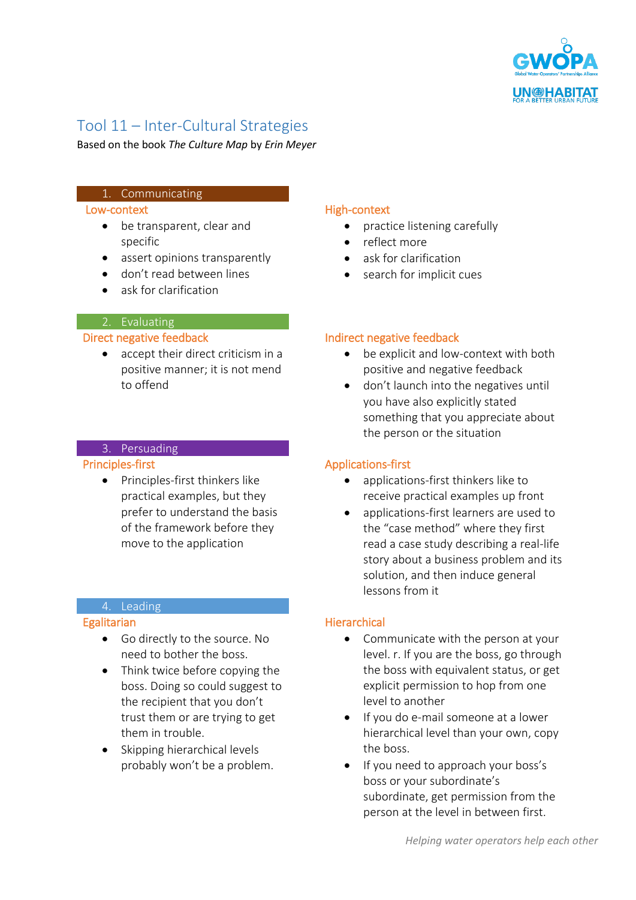# Tool 11 – Inter-Cultural Strategies

Based on the book *The Culture Map* by *Erin Meyer*

## 1. Communicating

### Low-context

- be transparent, clear and specific
- assert opinions transparently
- don't read between lines
- ask for clarification

### High-context

- practice listening carefully
- reflect more
- ask for clarification
- search for implicit cues

## 2. Evaluating

### Direct negative feedback

- accept their direct criticism in a positive manner; it is not mend to offend

### Indirect negative feedback

- be explicit and low-context with both positive and negative feedback
- don't launch into the negatives until you have also explicitly stated something that you appreciate about the person or the situation

## 3. Persuading

### Principles-first

- Principles-first thinkers like practical examples, but they prefer to understand the basis of the framework before they move to the application

### Applications-first

- applications-first thinkers like to receive practical examples up front
- applications-first learners are used to the "case method" where they first read a case study describing a real-life story about a business problem and its solution, and then induce general lessons from it

## 4. Leading

### Egalitarian

- Go directly to the source. No need to bother the boss.
- Think twice before copying the boss. Doing so could suggest to the recipient that you don't trust them or are trying to get them in trouble.
- Skipping hierarchical levels probably won't be a problem.

### Hierarchical

- Communicate with the person at your level. r. If you are the boss, go through the boss with equivalent status, or get explicit permission to hop from one level to another
- If you do e-mail someone at a lower hierarchical level than your own, copy the boss.
- If you need to approach your boss's boss or your subordinate's subordinate, get permission from the person at the level in between first.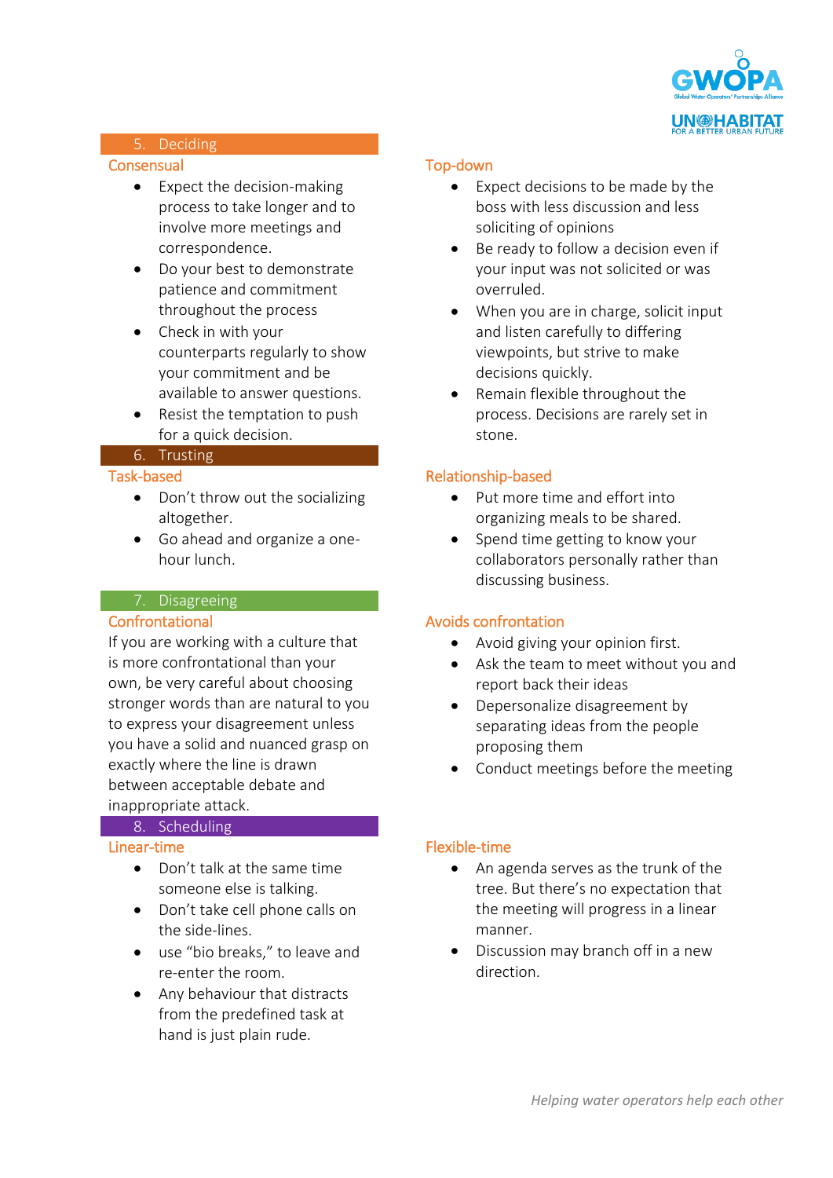## 5. Deciding

### Consensual

- Expect the decision-making process to take longer and to involve more meetings and correspondence.
- Do your best to demonstrate patience and commitment throughout the process
- Check in with your counterparts regularly to show your commitment and be available to answer questions.
- Resist the temptation to push for a quick decision.

### Top-down

- Expect decisions to be made by the boss with less discussion and less soliciting of opinions
- Be ready to follow a decision even if your input was not solicited or was overruled.
- When you are in charge, solicit input and listen carefully to differing viewpoints, but strive to make decisions quickly.
- Remain flexible throughout the process. Decisions are rarely set in stone.

## 6. Trusting

### Task-based

- Don't throw out the socializing altogether.
- Go ahead and organize a one-hour lunch.

### Relationship-based

- Put more time and effort into organizing meals to be shared.
- Spend time getting to know your collaborators personally rather than discussing business.

## 7. Disagreeing

### Confrontational

If you are working with a culture that is more confrontational than your own, be very careful about choosing stronger words than are natural to you to express your disagreement unless you have a solid and nuanced grasp on exactly where the line is drawn between acceptable debate and inappropriate attack.

### Avoids confrontation

- Avoid giving your opinion first.
- Ask the team to meet without you and report back their ideas
- Depersonalize disagreement by separating ideas from the people proposing them
- Conduct meetings before the meeting

## 8. Scheduling

### Linear-time

- Don't talk at the same time someone else is talking.
- Don't take cell phone calls on the side-lines.
- use "bio breaks," to leave and re-enter the room.
- Any behaviour that distracts from the predefined task at hand is just plain rude.

### Flexible-time

- An agenda serves as the trunk of the tree. But there's no expectation that the meeting will progress in a linear manner.
- Discussion may branch off in a new direction.